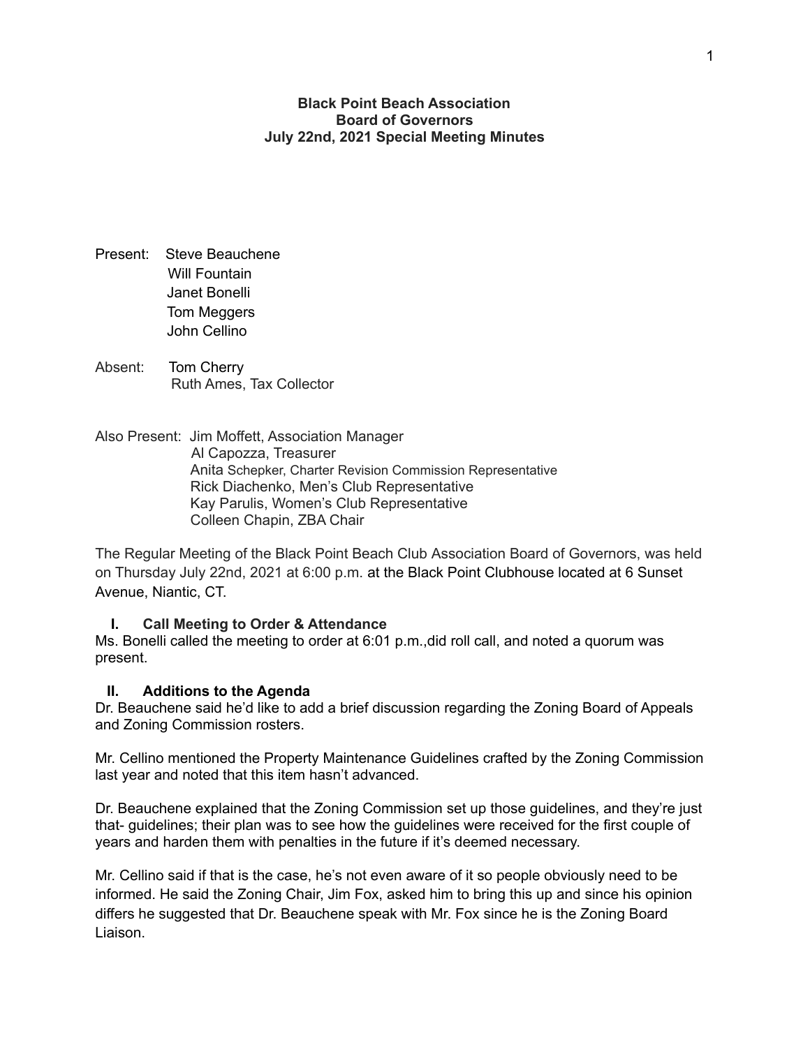**Black Point Beach Association**
**Board of Governors**
**July 22nd, 2021 Special Meeting Minutes**

Present: Steve Beauchene
Will Fountain
Janet Bonelli
Tom Meggers
John Cellino

Absent: Tom Cherry
Ruth Ames, Tax Collector

Also Present: Jim Moffett, Association Manager
Al Capozza, Treasurer
Anita Schepker, Charter Revision Commission Representative
Rick Diachenko, Men's Club Representative
Kay Parulis, Women's Club Representative
Colleen Chapin, ZBA Chair

The Regular Meeting of the Black Point Beach Club Association Board of Governors, was held on Thursday July 22nd, 2021 at 6:00 p.m. at the Black Point Clubhouse located at 6 Sunset Avenue, Niantic, CT.

## I. Call Meeting to Order & Attendance

Ms. Bonelli called the meeting to order at 6:01 p.m.,did roll call, and noted a quorum was present.

## II. Additions to the Agenda

Dr. Beauchene said he'd like to add a brief discussion regarding the Zoning Board of Appeals and Zoning Commission rosters.

Mr. Cellino mentioned the Property Maintenance Guidelines crafted by the Zoning Commission last year and noted that this item hasn't advanced.

Dr. Beauchene explained that the Zoning Commission set up those guidelines, and they're just that- guidelines; their plan was to see how the guidelines were received for the first couple of years and harden them with penalties in the future if it's deemed necessary.

Mr. Cellino said if that is the case, he's not even aware of it so people obviously need to be informed. He said the Zoning Chair, Jim Fox, asked him to bring this up and since his opinion differs he suggested that Dr. Beauchene speak with Mr. Fox since he is the Zoning Board Liaison.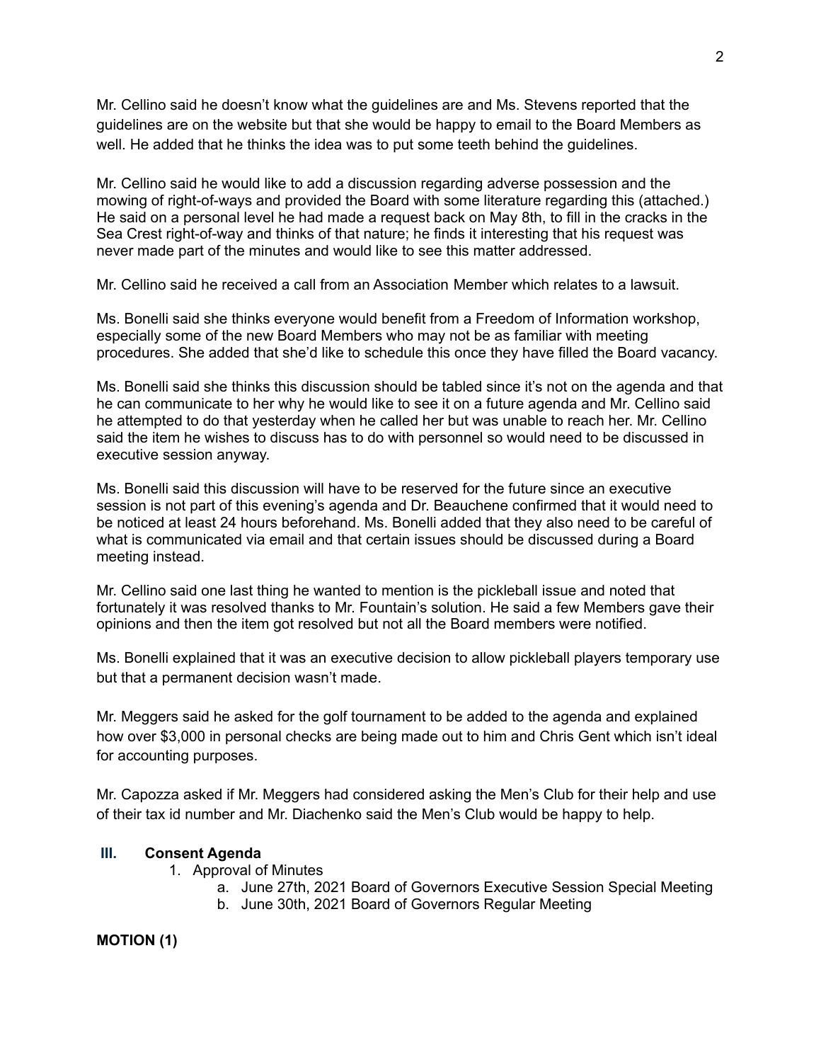Mr. Cellino said he doesn't know what the guidelines are and Ms. Stevens reported that the guidelines are on the website but that she would be happy to email to the Board Members as well. He added that he thinks the idea was to put some teeth behind the guidelines.

Mr. Cellino said he would like to add a discussion regarding adverse possession and the mowing of right-of-ways and provided the Board with some literature regarding this (attached.) He said on a personal level he had made a request back on May 8th, to fill in the cracks in the Sea Crest right-of-way and thinks of that nature; he finds it interesting that his request was never made part of the minutes and would like to see this matter addressed.

Mr. Cellino said he received a call from an Association Member which relates to a lawsuit.

Ms. Bonelli said she thinks everyone would benefit from a Freedom of Information workshop, especially some of the new Board Members who may not be as familiar with meeting procedures. She added that she'd like to schedule this once they have filled the Board vacancy.

Ms. Bonelli said she thinks this discussion should be tabled since it's not on the agenda and that he can communicate to her why he would like to see it on a future agenda and Mr. Cellino said he attempted to do that yesterday when he called her but was unable to reach her. Mr. Cellino said the item he wishes to discuss has to do with personnel so would need to be discussed in executive session anyway.

Ms. Bonelli said this discussion will have to be reserved for the future since an executive session is not part of this evening's agenda and Dr. Beauchene confirmed that it would need to be noticed at least 24 hours beforehand. Ms. Bonelli added that they also need to be careful of what is communicated via email and that certain issues should be discussed during a Board meeting instead.

Mr. Cellino said one last thing he wanted to mention is the pickleball issue and noted that fortunately it was resolved thanks to Mr. Fountain's solution. He said a few Members gave their opinions and then the item got resolved but not all the Board members were notified.

Ms. Bonelli explained that it was an executive decision to allow pickleball players temporary use but that a permanent decision wasn't made.

Mr. Meggers said he asked for the golf tournament to be added to the agenda and explained how over $3,000 in personal checks are being made out to him and Chris Gent which isn't ideal for accounting purposes.

Mr. Capozza asked if Mr. Meggers had considered asking the Men's Club for their help and use of their tax id number and Mr. Diachenko said the Men's Club would be happy to help.

## III. Consent Agenda

1. Approval of Minutes
   a. June 27th, 2021 Board of Governors Executive Session Special Meeting
   b. June 30th, 2021 Board of Governors Regular Meeting

**MOTION (1)**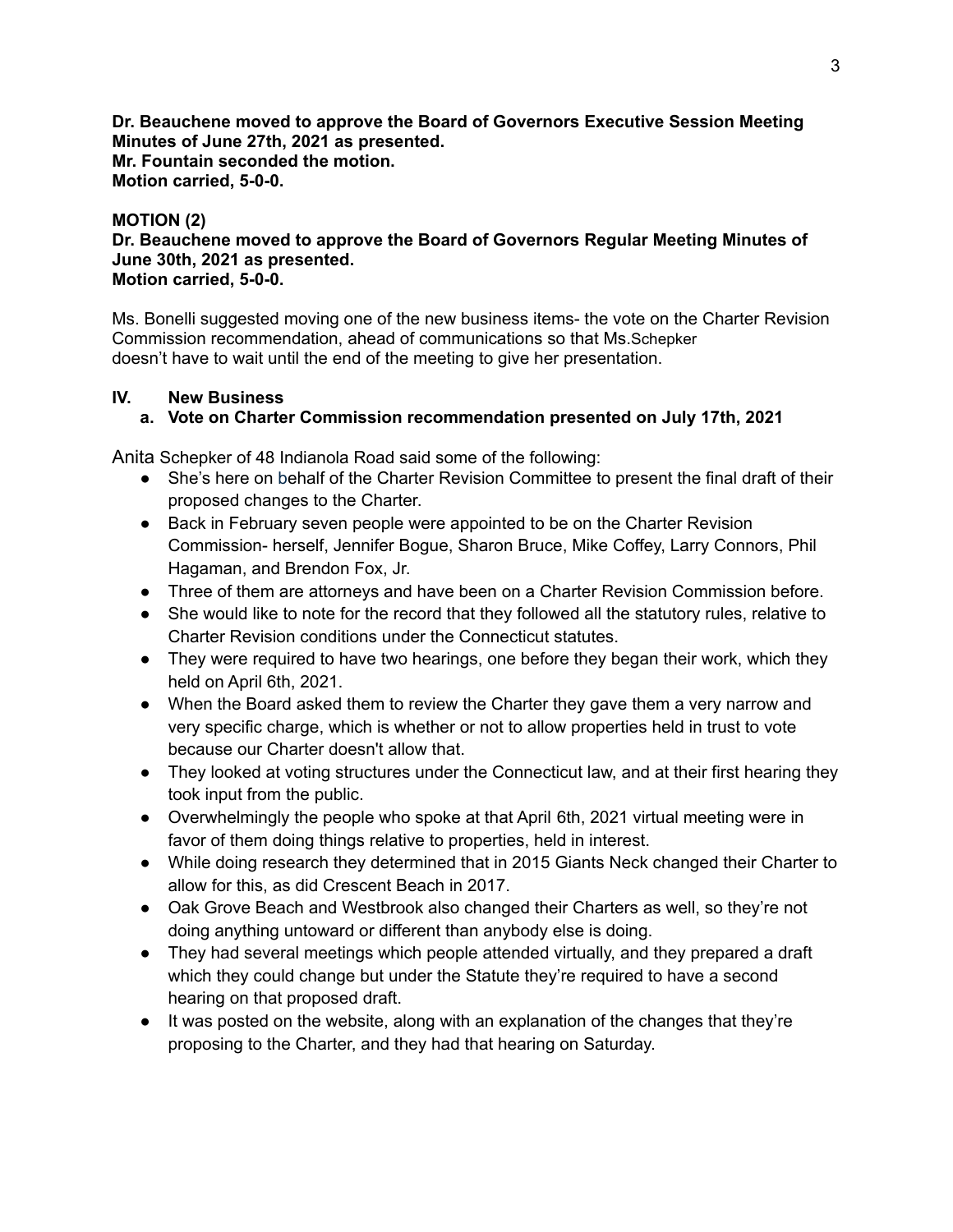**Dr. Beauchene moved to approve the Board of Governors Executive Session Meeting Minutes of June 27th, 2021 as presented.**
**Mr. Fountain seconded the motion.**
**Motion carried, 5-0-0.**

**MOTION (2)**
**Dr. Beauchene moved to approve the Board of Governors Regular Meeting Minutes of June 30th, 2021 as presented.**
**Motion carried, 5-0-0.**

Ms. Bonelli suggested moving one of the new business items- the vote on the Charter Revision Commission recommendation, ahead of communications so that Ms.Schepker doesn't have to wait until the end of the meeting to give her presentation.

## IV. New Business

### a. Vote on Charter Commission recommendation presented on July 17th, 2021

Anita Schepker of 48 Indianola Road said some of the following:

- She's here on behalf of the Charter Revision Committee to present the final draft of their proposed changes to the Charter.
- Back in February seven people were appointed to be on the Charter Revision Commission- herself, Jennifer Bogue, Sharon Bruce, Mike Coffey, Larry Connors, Phil Hagaman, and Brendon Fox, Jr.
- Three of them are attorneys and have been on a Charter Revision Commission before.
- She would like to note for the record that they followed all the statutory rules, relative to Charter Revision conditions under the Connecticut statutes.
- They were required to have two hearings, one before they began their work, which they held on April 6th, 2021.
- When the Board asked them to review the Charter they gave them a very narrow and very specific charge, which is whether or not to allow properties held in trust to vote because our Charter doesn't allow that.
- They looked at voting structures under the Connecticut law, and at their first hearing they took input from the public.
- Overwhelmingly the people who spoke at that April 6th, 2021 virtual meeting were in favor of them doing things relative to properties, held in interest.
- While doing research they determined that in 2015 Giants Neck changed their Charter to allow for this, as did Crescent Beach in 2017.
- Oak Grove Beach and Westbrook also changed their Charters as well, so they're not doing anything untoward or different than anybody else is doing.
- They had several meetings which people attended virtually, and they prepared a draft which they could change but under the Statute they're required to have a second hearing on that proposed draft.
- It was posted on the website, along with an explanation of the changes that they're proposing to the Charter, and they had that hearing on Saturday.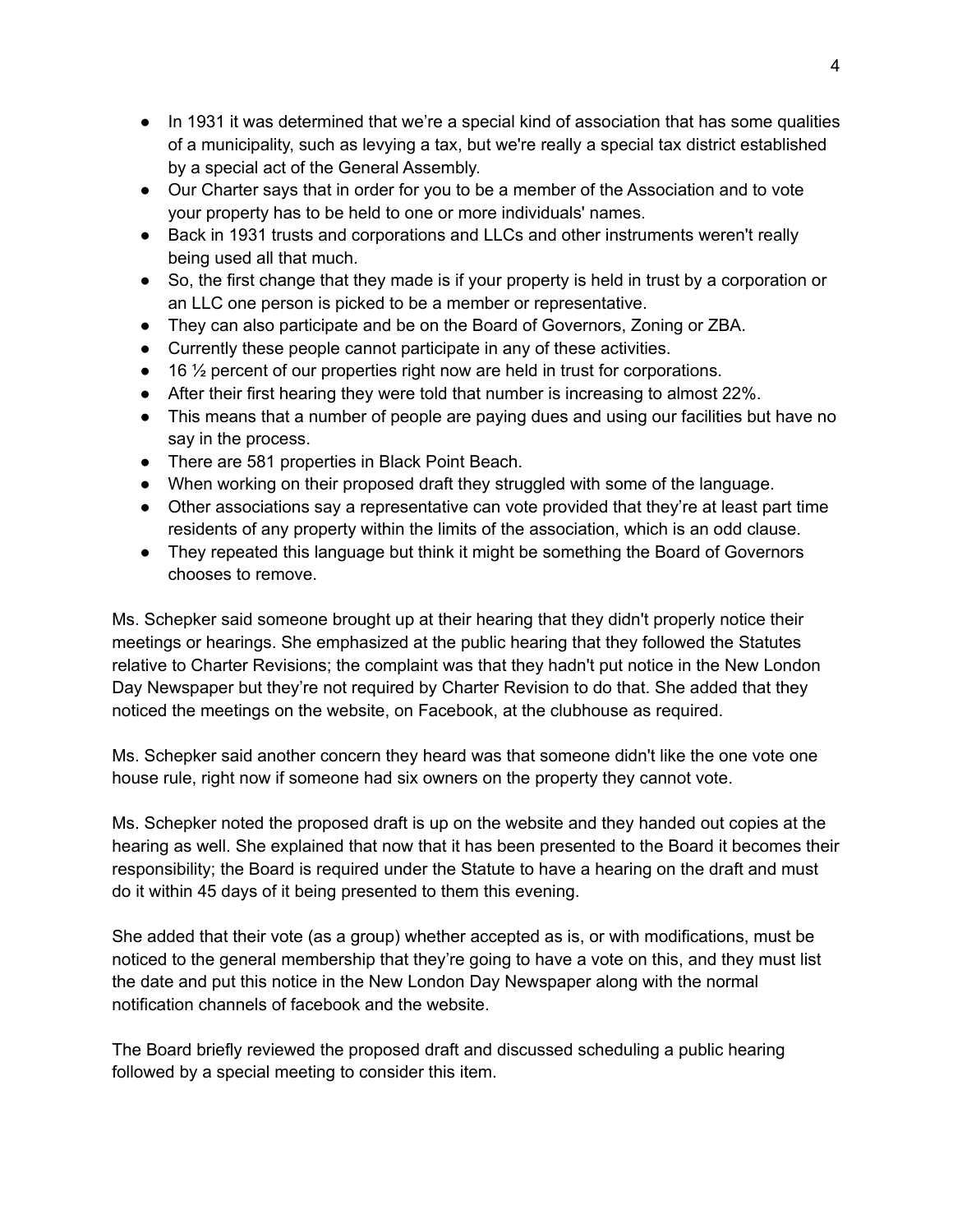- In 1931 it was determined that we're a special kind of association that has some qualities of a municipality, such as levying a tax, but we're really a special tax district established by a special act of the General Assembly.
- Our Charter says that in order for you to be a member of the Association and to vote your property has to be held to one or more individuals' names.
- Back in 1931 trusts and corporations and LLCs and other instruments weren't really being used all that much.
- So, the first change that they made is if your property is held in trust by a corporation or an LLC one person is picked to be a member or representative.
- They can also participate and be on the Board of Governors, Zoning or ZBA.
- Currently these people cannot participate in any of these activities.
- 16 ½ percent of our properties right now are held in trust for corporations.
- After their first hearing they were told that number is increasing to almost 22%.
- This means that a number of people are paying dues and using our facilities but have no say in the process.
- There are 581 properties in Black Point Beach.
- When working on their proposed draft they struggled with some of the language.
- Other associations say a representative can vote provided that they're at least part time residents of any property within the limits of the association, which is an odd clause.
- They repeated this language but think it might be something the Board of Governors chooses to remove.

Ms. Schepker said someone brought up at their hearing that they didn't properly notice their meetings or hearings. She emphasized at the public hearing that they followed the Statutes relative to Charter Revisions; the complaint was that they hadn't put notice in the New London Day Newspaper but they're not required by Charter Revision to do that. She added that they noticed the meetings on the website, on Facebook, at the clubhouse as required.

Ms. Schepker said another concern they heard was that someone didn't like the one vote one house rule, right now if someone had six owners on the property they cannot vote.

Ms. Schepker noted the proposed draft is up on the website and they handed out copies at the hearing as well. She explained that now that it has been presented to the Board it becomes their responsibility; the Board is required under the Statute to have a hearing on the draft and must do it within 45 days of it being presented to them this evening.

She added that their vote (as a group) whether accepted as is, or with modifications, must be noticed to the general membership that they're going to have a vote on this, and they must list the date and put this notice in the New London Day Newspaper along with the normal notification channels of facebook and the website.

The Board briefly reviewed the proposed draft and discussed scheduling a public hearing followed by a special meeting to consider this item.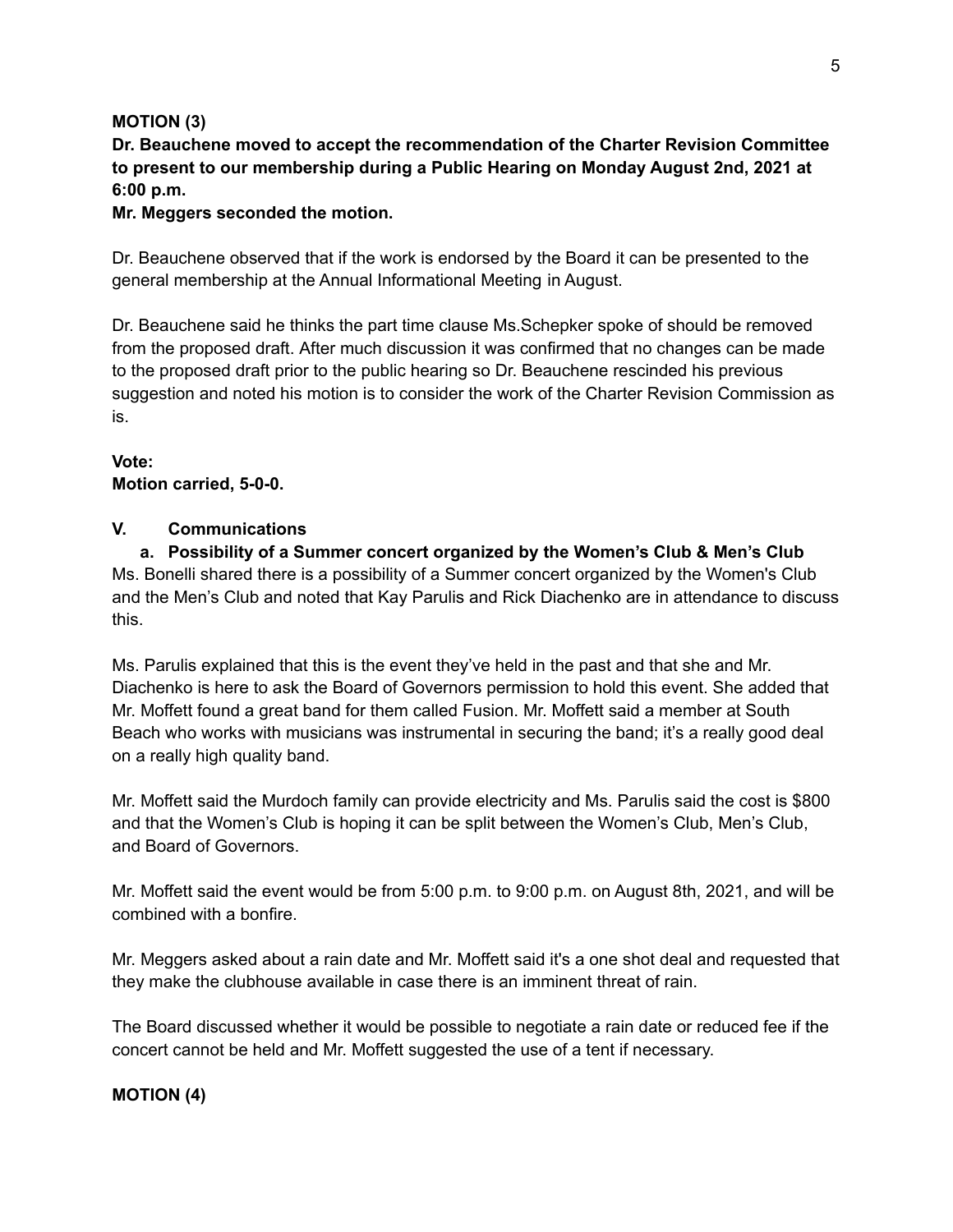**MOTION (3)**

**Dr. Beauchene moved to accept the recommendation of the Charter Revision Committee to present to our membership during a Public Hearing on Monday August 2nd, 2021 at 6:00 p.m.**

**Mr. Meggers seconded the motion.**

Dr. Beauchene observed that if the work is endorsed by the Board it can be presented to the general membership at the Annual Informational Meeting in August.

Dr. Beauchene said he thinks the part time clause Ms.Schepker spoke of should be removed from the proposed draft. After much discussion it was confirmed that no changes can be made to the proposed draft prior to the public hearing so Dr. Beauchene rescinded his previous suggestion and noted his motion is to consider the work of the Charter Revision Commission as is.

**Vote:**
**Motion carried, 5-0-0.**

## V. Communications

**a. Possibility of a Summer concert organized by the Women's Club & Men's Club**

Ms. Bonelli shared there is a possibility of a Summer concert organized by the Women's Club and the Men's Club and noted that Kay Parulis and Rick Diachenko are in attendance to discuss this.

Ms. Parulis explained that this is the event they've held in the past and that she and Mr. Diachenko is here to ask the Board of Governors permission to hold this event. She added that Mr. Moffett found a great band for them called Fusion. Mr. Moffett said a member at South Beach who works with musicians was instrumental in securing the band; it's a really good deal on a really high quality band.

Mr. Moffett said the Murdoch family can provide electricity and Ms. Parulis said the cost is $800 and that the Women's Club is hoping it can be split between the Women's Club, Men's Club, and Board of Governors.

Mr. Moffett said the event would be from 5:00 p.m. to 9:00 p.m. on August 8th, 2021, and will be combined with a bonfire.

Mr. Meggers asked about a rain date and Mr. Moffett said it's a one shot deal and requested that they make the clubhouse available in case there is an imminent threat of rain.

The Board discussed whether it would be possible to negotiate a rain date or reduced fee if the concert cannot be held and Mr. Moffett suggested the use of a tent if necessary.

**MOTION (4)**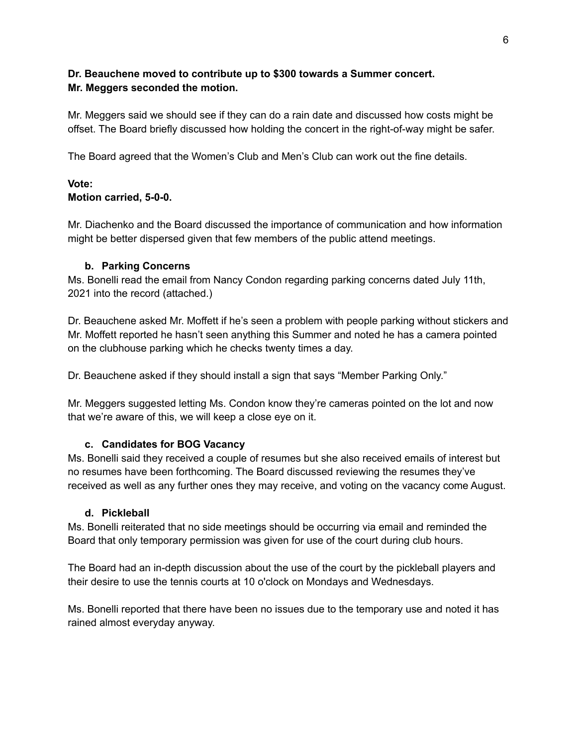**Dr. Beauchene moved to contribute up to $300 towards a Summer concert.**
**Mr. Meggers seconded the motion.**

Mr. Meggers said we should see if they can do a rain date and discussed how costs might be offset. The Board briefly discussed how holding the concert in the right-of-way might be safer.

The Board agreed that the Women's Club and Men's Club can work out the fine details.

**Vote:**
**Motion carried, 5-0-0.**

Mr. Diachenko and the Board discussed the importance of communication and how information might be better dispersed given that few members of the public attend meetings.

**b. Parking Concerns**

Ms. Bonelli read the email from Nancy Condon regarding parking concerns dated July 11th, 2021 into the record (attached.)

Dr. Beauchene asked Mr. Moffett if he's seen a problem with people parking without stickers and Mr. Moffett reported he hasn't seen anything this Summer and noted he has a camera pointed on the clubhouse parking which he checks twenty times a day.

Dr. Beauchene asked if they should install a sign that says "Member Parking Only."

Mr. Meggers suggested letting Ms. Condon know they're cameras pointed on the lot and now that we're aware of this, we will keep a close eye on it.

**c. Candidates for BOG Vacancy**

Ms. Bonelli said they received a couple of resumes but she also received emails of interest but no resumes have been forthcoming. The Board discussed reviewing the resumes they've received as well as any further ones they may receive, and voting on the vacancy come August.

**d. Pickleball**

Ms. Bonelli reiterated that no side meetings should be occurring via email and reminded the Board that only temporary permission was given for use of the court during club hours.

The Board had an in-depth discussion about the use of the court by the pickleball players and their desire to use the tennis courts at 10 o'clock on Mondays and Wednesdays.

Ms. Bonelli reported that there have been no issues due to the temporary use and noted it has rained almost everyday anyway.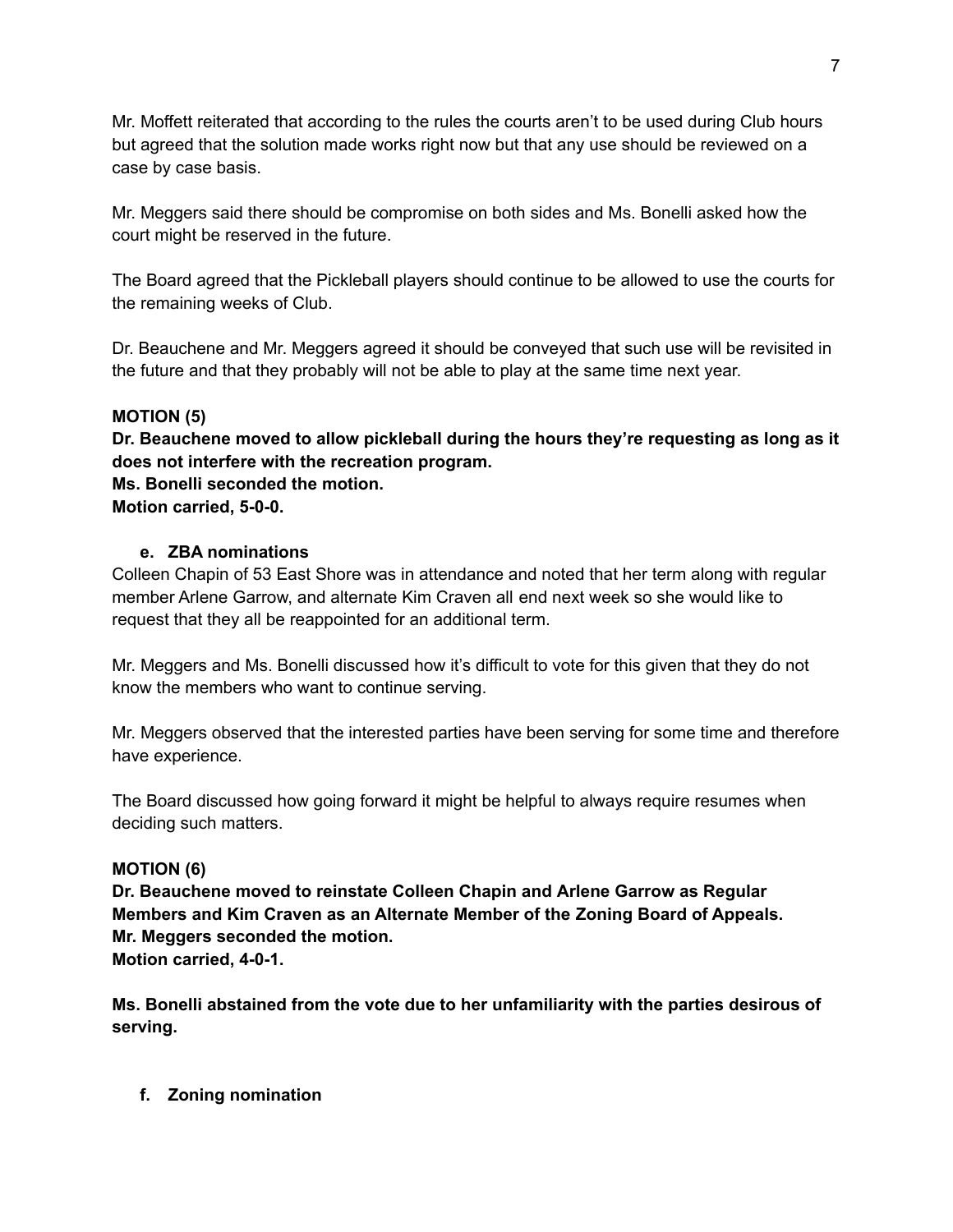Mr. Moffett reiterated that according to the rules the courts aren't to be used during Club hours but agreed that the solution made works right now but that any use should be reviewed on a case by case basis.

Mr. Meggers said there should be compromise on both sides and Ms. Bonelli asked how the court might be reserved in the future.

The Board agreed that the Pickleball players should continue to be allowed to use the courts for the remaining weeks of Club.

Dr. Beauchene and Mr. Meggers agreed it should be conveyed that such use will be revisited in the future and that they probably will not be able to play at the same time next year.

**MOTION (5)**
**Dr. Beauchene moved to allow pickleball during the hours they're requesting as long as it does not interfere with the recreation program.**
**Ms. Bonelli seconded the motion.**
**Motion carried, 5-0-0.**

**e. ZBA nominations**

Colleen Chapin of 53 East Shore was in attendance and noted that her term along with regular member Arlene Garrow, and alternate Kim Craven all end next week so she would like to request that they all be reappointed for an additional term.

Mr. Meggers and Ms. Bonelli discussed how it's difficult to vote for this given that they do not know the members who want to continue serving.

Mr. Meggers observed that the interested parties have been serving for some time and therefore have experience.

The Board discussed how going forward it might be helpful to always require resumes when deciding such matters.

**MOTION (6)**
**Dr. Beauchene moved to reinstate Colleen Chapin and Arlene Garrow as Regular Members and Kim Craven as an Alternate Member of the Zoning Board of Appeals.**
**Mr. Meggers seconded the motion.**
**Motion carried, 4-0-1.**

**Ms. Bonelli abstained from the vote due to her unfamiliarity with the parties desirous of serving.**

**f. Zoning nomination**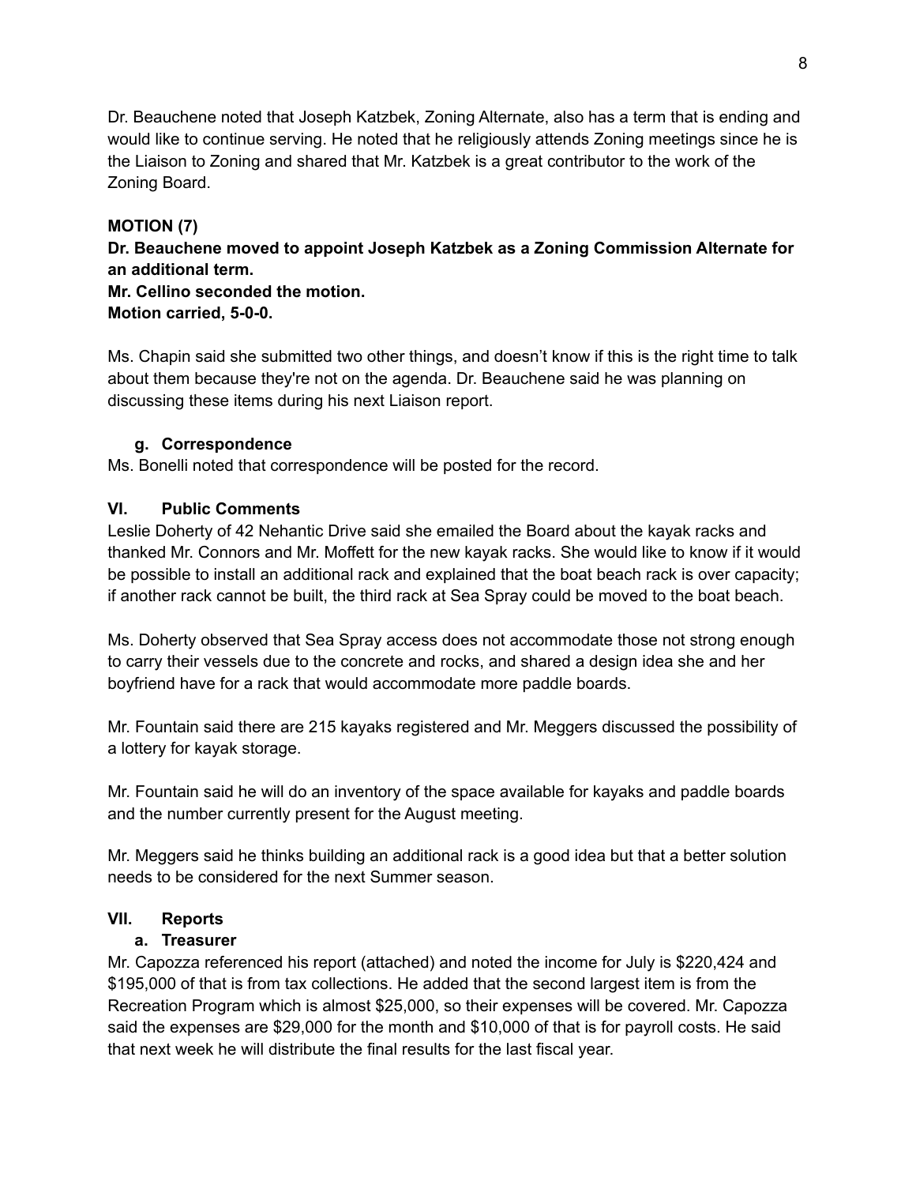Dr. Beauchene noted that Joseph Katzbek, Zoning Alternate, also has a term that is ending and would like to continue serving. He noted that he religiously attends Zoning meetings since he is the Liaison to Zoning and shared that Mr. Katzbek is a great contributor to the work of the Zoning Board.

**MOTION (7)**
**Dr. Beauchene moved to appoint Joseph Katzbek as a Zoning Commission Alternate for an additional term.**
**Mr. Cellino seconded the motion.**
**Motion carried, 5-0-0.**

Ms. Chapin said she submitted two other things, and doesn't know if this is the right time to talk about them because they're not on the agenda. Dr. Beauchene said he was planning on discussing these items during his next Liaison report.

### g. Correspondence

Ms. Bonelli noted that correspondence will be posted for the record.

## VI. Public Comments

Leslie Doherty of 42 Nehantic Drive said she emailed the Board about the kayak racks and thanked Mr. Connors and Mr. Moffett for the new kayak racks. She would like to know if it would be possible to install an additional rack and explained that the boat beach rack is over capacity; if another rack cannot be built, the third rack at Sea Spray could be moved to the boat beach.

Ms. Doherty observed that Sea Spray access does not accommodate those not strong enough to carry their vessels due to the concrete and rocks, and shared a design idea she and her boyfriend have for a rack that would accommodate more paddle boards.

Mr. Fountain said there are 215 kayaks registered and Mr. Meggers discussed the possibility of a lottery for kayak storage.

Mr. Fountain said he will do an inventory of the space available for kayaks and paddle boards and the number currently present for the August meeting.

Mr. Meggers said he thinks building an additional rack is a good idea but that a better solution needs to be considered for the next Summer season.

## VII. Reports

### a. Treasurer

Mr. Capozza referenced his report (attached) and noted the income for July is $220,424 and $195,000 of that is from tax collections. He added that the second largest item is from the Recreation Program which is almost $25,000, so their expenses will be covered. Mr. Capozza said the expenses are $29,000 for the month and $10,000 of that is for payroll costs. He said that next week he will distribute the final results for the last fiscal year.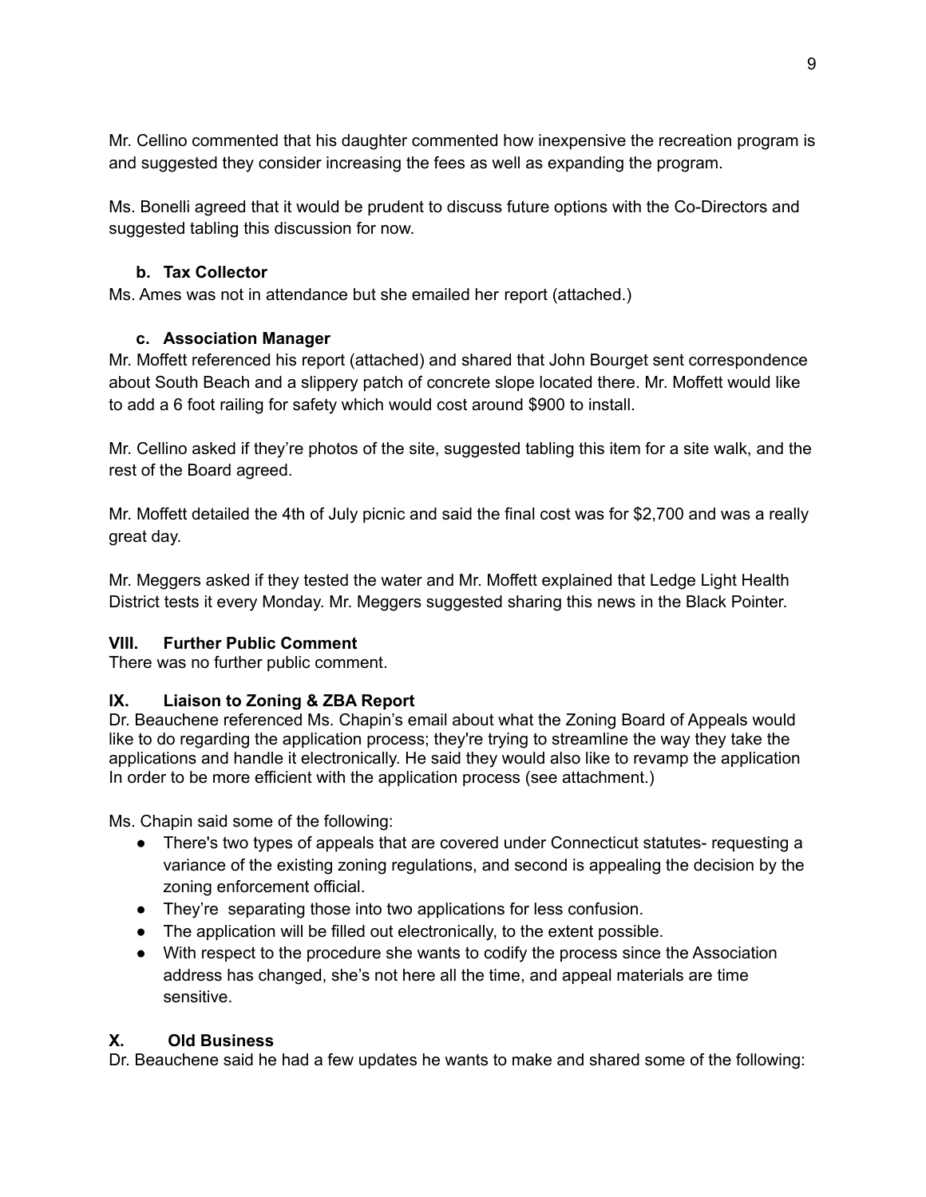Mr. Cellino commented that his daughter commented how inexpensive the recreation program is and suggested they consider increasing the fees as well as expanding the program.

Ms. Bonelli agreed that it would be prudent to discuss future options with the Co-Directors and suggested tabling this discussion for now.

### b. Tax Collector

Ms. Ames was not in attendance but she emailed her report (attached.)

### c. Association Manager

Mr. Moffett referenced his report (attached) and shared that John Bourget sent correspondence about South Beach and a slippery patch of concrete slope located there. Mr. Moffett would like to add a 6 foot railing for safety which would cost around $900 to install.

Mr. Cellino asked if they're photos of the site, suggested tabling this item for a site walk, and the rest of the Board agreed.

Mr. Moffett detailed the 4th of July picnic and said the final cost was for $2,700 and was a really great day.

Mr. Meggers asked if they tested the water and Mr. Moffett explained that Ledge Light Health District tests it every Monday. Mr. Meggers suggested sharing this news in the Black Pointer.

## VIII. Further Public Comment

There was no further public comment.

## IX. Liaison to Zoning & ZBA Report

Dr. Beauchene referenced Ms. Chapin's email about what the Zoning Board of Appeals would like to do regarding the application process; they're trying to streamline the way they take the applications and handle it electronically. He said they would also like to revamp the application In order to be more efficient with the application process (see attachment.)

Ms. Chapin said some of the following:

- There's two types of appeals that are covered under Connecticut statutes- requesting a variance of the existing zoning regulations, and second is appealing the decision by the zoning enforcement official.
- They're separating those into two applications for less confusion.
- The application will be filled out electronically, to the extent possible.
- With respect to the procedure she wants to codify the process since the Association address has changed, she's not here all the time, and appeal materials are time sensitive.

## X. Old Business

Dr. Beauchene said he had a few updates he wants to make and shared some of the following: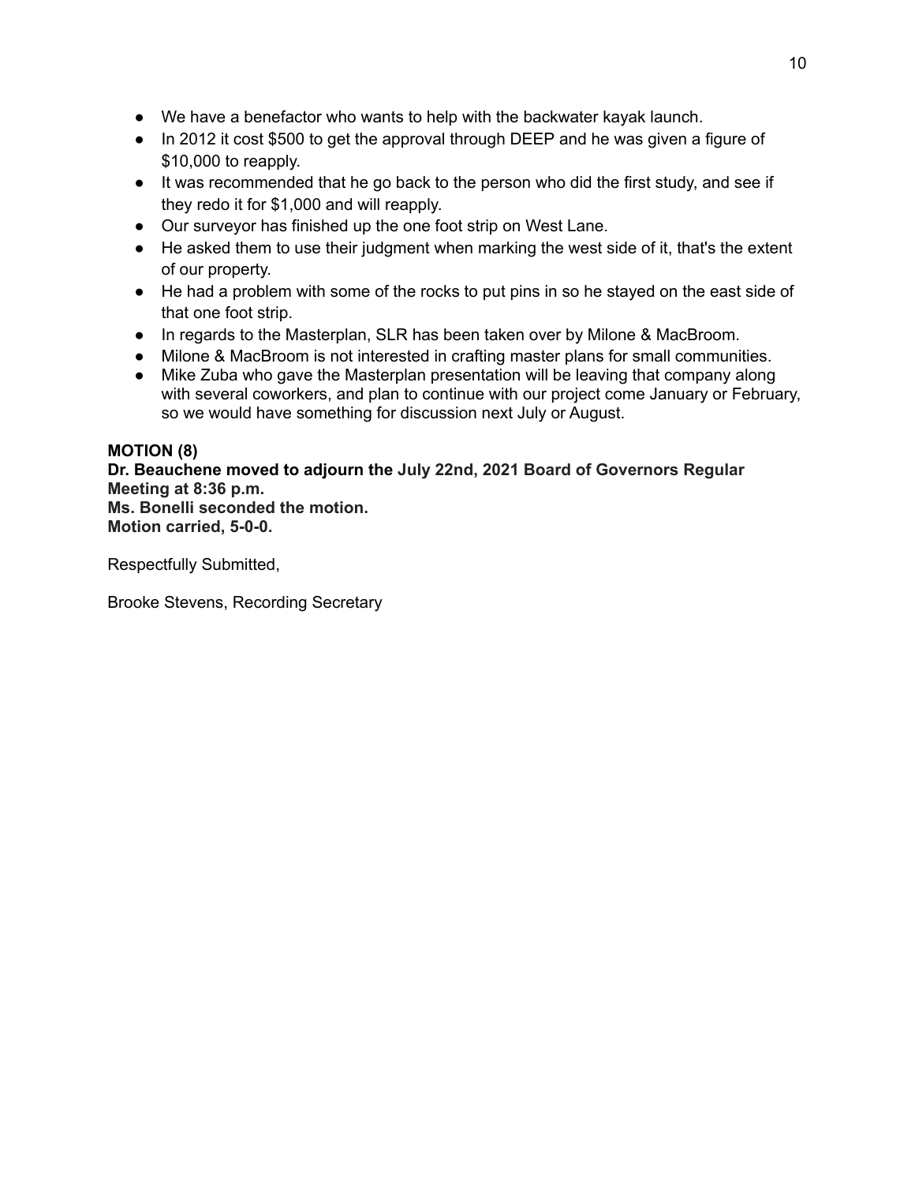- We have a benefactor who wants to help with the backwater kayak launch.
- In 2012 it cost $500 to get the approval through DEEP and he was given a figure of $10,000 to reapply.
- It was recommended that he go back to the person who did the first study, and see if they redo it for $1,000 and will reapply.
- Our surveyor has finished up the one foot strip on West Lane.
- He asked them to use their judgment when marking the west side of it, that's the extent of our property.
- He had a problem with some of the rocks to put pins in so he stayed on the east side of that one foot strip.
- In regards to the Masterplan, SLR has been taken over by Milone & MacBroom.
- Milone & MacBroom is not interested in crafting master plans for small communities.
- Mike Zuba who gave the Masterplan presentation will be leaving that company along with several coworkers, and plan to continue with our project come January or February, so we would have something for discussion next July or August.

**MOTION (8)**
**Dr. Beauchene moved to adjourn the July 22nd, 2021 Board of Governors Regular Meeting at 8:36 p.m.**
**Ms. Bonelli seconded the motion.**
**Motion carried, 5-0-0.**

Respectfully Submitted,

Brooke Stevens, Recording Secretary